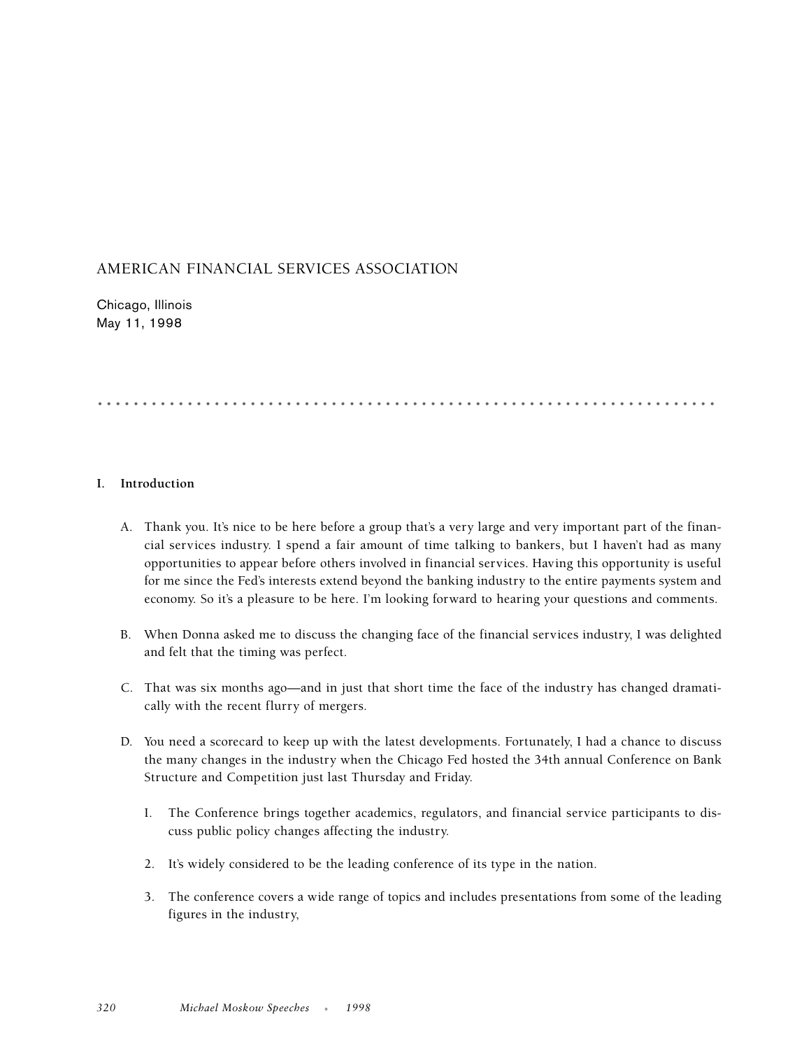# AMERICAN FINANCIAL SERVICES ASSOCIATION

Chicago, Illinois
May 11, 1998

## I. Introduction

A. Thank you. It's nice to be here before a group that's a very large and very important part of the financial services industry. I spend a fair amount of time talking to bankers, but I haven't had as many opportunities to appear before others involved in financial services. Having this opportunity is useful for me since the Fed's interests extend beyond the banking industry to the entire payments system and economy. So it's a pleasure to be here. I'm looking forward to hearing your questions and comments.

B. When Donna asked me to discuss the changing face of the financial services industry, I was delighted and felt that the timing was perfect.

C. That was six months ago—and in just that short time the face of the industry has changed dramatically with the recent flurry of mergers.

D. You need a scorecard to keep up with the latest developments. Fortunately, I had a chance to discuss the many changes in the industry when the Chicago Fed hosted the 34th annual Conference on Bank Structure and Competition just last Thursday and Friday.

   1. The Conference brings together academics, regulators, and financial service participants to discuss public policy changes affecting the industry.

   2. It's widely considered to be the leading conference of its type in the nation.

   3. The conference covers a wide range of topics and includes presentations from some of the leading figures in the industry,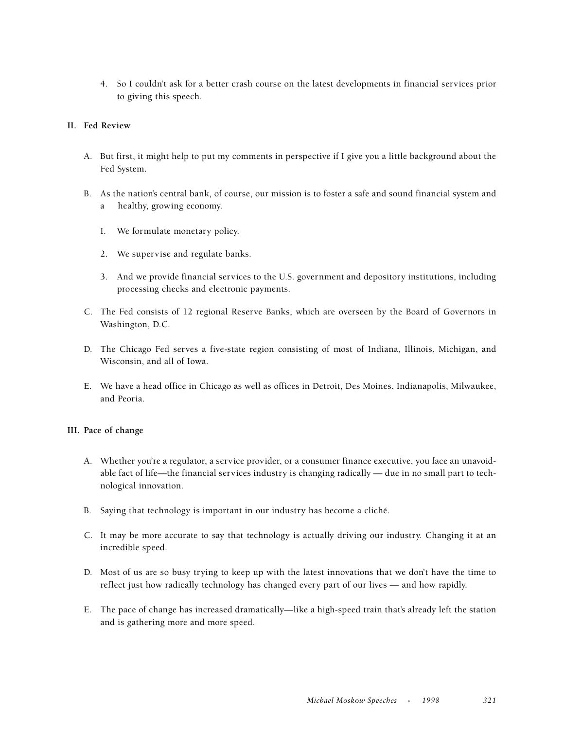4. So I couldn't ask for a better crash course on the latest developments in financial services prior to giving this speech.

**II. Fed Review**

A. But first, it might help to put my comments in perspective if I give you a little background about the Fed System.

B. As the nation's central bank, of course, our mission is to foster a safe and sound financial system and a healthy, growing economy.

   I. We formulate monetary policy.

   2. We supervise and regulate banks.

   3. And we provide financial services to the U.S. government and depository institutions, including processing checks and electronic payments.

C. The Fed consists of 12 regional Reserve Banks, which are overseen by the Board of Governors in Washington, D.C.

D. The Chicago Fed serves a five-state region consisting of most of Indiana, Illinois, Michigan, and Wisconsin, and all of Iowa.

E. We have a head office in Chicago as well as offices in Detroit, Des Moines, Indianapolis, Milwaukee, and Peoria.

**III. Pace of change**

A. Whether you're a regulator, a service provider, or a consumer finance executive, you face an unavoidable fact of life—the financial services industry is changing radically — due in no small part to technological innovation.

B. Saying that technology is important in our industry has become a cliché.

C. It may be more accurate to say that technology is actually driving our industry. Changing it at an incredible speed.

D. Most of us are so busy trying to keep up with the latest innovations that we don't have the time to reflect just how radically technology has changed every part of our lives — and how rapidly.

E. The pace of change has increased dramatically—like a high-speed train that's already left the station and is gathering more and more speed.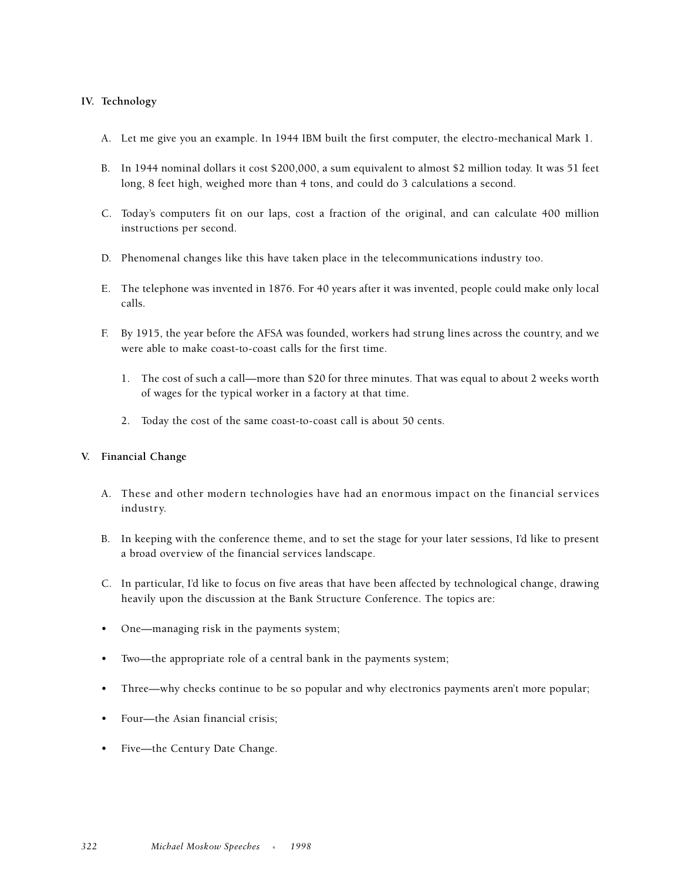## IV. Technology

A. Let me give you an example. In 1944 IBM built the first computer, the electro-mechanical Mark 1.

B. In 1944 nominal dollars it cost $200,000, a sum equivalent to almost $2 million today. It was 51 feet long, 8 feet high, weighed more than 4 tons, and could do 3 calculations a second.

C. Today's computers fit on our laps, cost a fraction of the original, and can calculate 400 million instructions per second.

D. Phenomenal changes like this have taken place in the telecommunications industry too.

E. The telephone was invented in 1876. For 40 years after it was invented, people could make only local calls.

F. By 1915, the year before the AFSA was founded, workers had strung lines across the country, and we were able to make coast-to-coast calls for the first time.

   1. The cost of such a call—more than $20 for three minutes. That was equal to about 2 weeks worth of wages for the typical worker in a factory at that time.

   2. Today the cost of the same coast-to-coast call is about 50 cents.

## V. Financial Change

A. These and other modern technologies have had an enormous impact on the financial services industry.

B. In keeping with the conference theme, and to set the stage for your later sessions, I'd like to present a broad overview of the financial services landscape.

C. In particular, I'd like to focus on five areas that have been affected by technological change, drawing heavily upon the discussion at the Bank Structure Conference. The topics are:

- One—managing risk in the payments system;
- Two—the appropriate role of a central bank in the payments system;
- Three—why checks continue to be so popular and why electronics payments aren't more popular;
- Four—the Asian financial crisis;
- Five—the Century Date Change.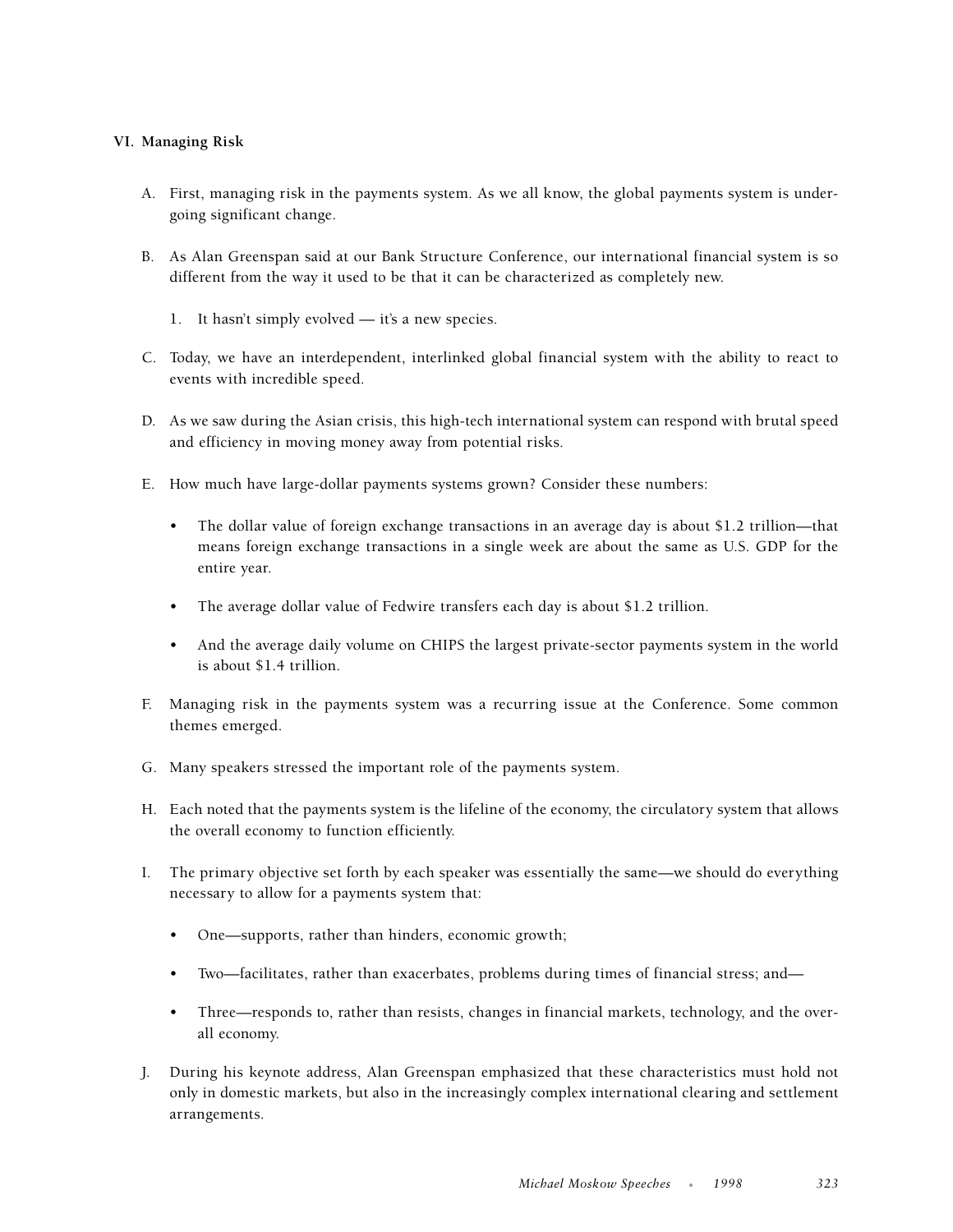### VI. Managing Risk

A. First, managing risk in the payments system. As we all know, the global payments system is undergoing significant change.

B. As Alan Greenspan said at our Bank Structure Conference, our international financial system is so different from the way it used to be that it can be characterized as completely new.

   1. It hasn't simply evolved — it's a new species.

C. Today, we have an interdependent, interlinked global financial system with the ability to react to events with incredible speed.

D. As we saw during the Asian crisis, this high-tech international system can respond with brutal speed and efficiency in moving money away from potential risks.

E. How much have large-dollar payments systems grown? Consider these numbers:

   - The dollar value of foreign exchange transactions in an average day is about $1.2 trillion—that means foreign exchange transactions in a single week are about the same as U.S. GDP for the entire year.
   - The average dollar value of Fedwire transfers each day is about $1.2 trillion.
   - And the average daily volume on CHIPS the largest private-sector payments system in the world is about $1.4 trillion.

F. Managing risk in the payments system was a recurring issue at the Conference. Some common themes emerged.

G. Many speakers stressed the important role of the payments system.

H. Each noted that the payments system is the lifeline of the economy, the circulatory system that allows the overall economy to function efficiently.

I. The primary objective set forth by each speaker was essentially the same—we should do everything necessary to allow for a payments system that:

   - One—supports, rather than hinders, economic growth;
   - Two—facilitates, rather than exacerbates, problems during times of financial stress; and—
   - Three—responds to, rather than resists, changes in financial markets, technology, and the overall economy.

J. During his keynote address, Alan Greenspan emphasized that these characteristics must hold not only in domestic markets, but also in the increasingly complex international clearing and settlement arrangements.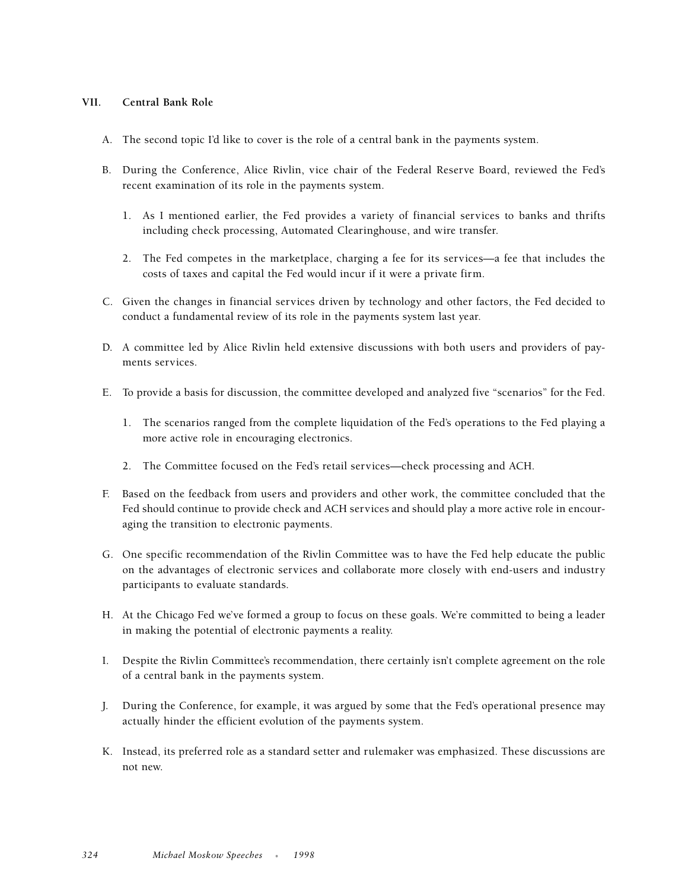## VII. Central Bank Role

A. The second topic I'd like to cover is the role of a central bank in the payments system.

B. During the Conference, Alice Rivlin, vice chair of the Federal Reserve Board, reviewed the Fed's recent examination of its role in the payments system.

   1. As I mentioned earlier, the Fed provides a variety of financial services to banks and thrifts including check processing, Automated Clearinghouse, and wire transfer.

   2. The Fed competes in the marketplace, charging a fee for its services—a fee that includes the costs of taxes and capital the Fed would incur if it were a private firm.

C. Given the changes in financial services driven by technology and other factors, the Fed decided to conduct a fundamental review of its role in the payments system last year.

D. A committee led by Alice Rivlin held extensive discussions with both users and providers of payments services.

E. To provide a basis for discussion, the committee developed and analyzed five "scenarios" for the Fed.

   1. The scenarios ranged from the complete liquidation of the Fed's operations to the Fed playing a more active role in encouraging electronics.

   2. The Committee focused on the Fed's retail services—check processing and ACH.

F. Based on the feedback from users and providers and other work, the committee concluded that the Fed should continue to provide check and ACH services and should play a more active role in encouraging the transition to electronic payments.

G. One specific recommendation of the Rivlin Committee was to have the Fed help educate the public on the advantages of electronic services and collaborate more closely with end-users and industry participants to evaluate standards.

H. At the Chicago Fed we've formed a group to focus on these goals. We're committed to being a leader in making the potential of electronic payments a reality.

I. Despite the Rivlin Committee's recommendation, there certainly isn't complete agreement on the role of a central bank in the payments system.

J. During the Conference, for example, it was argued by some that the Fed's operational presence may actually hinder the efficient evolution of the payments system.

K. Instead, its preferred role as a standard setter and rulemaker was emphasized. These discussions are not new.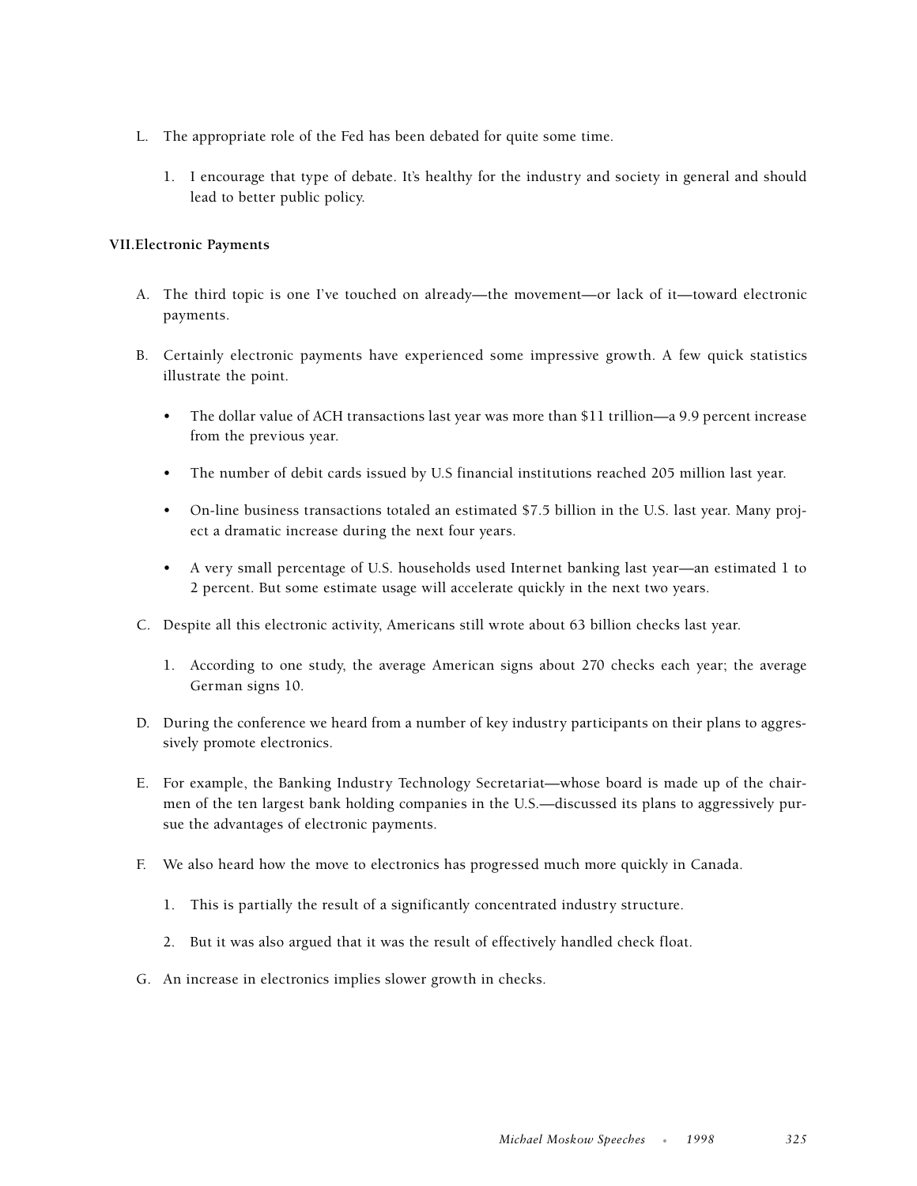L. The appropriate role of the Fed has been debated for quite some time.

   1. I encourage that type of debate. It's healthy for the industry and society in general and should lead to better public policy.

**VII.Electronic Payments**

A. The third topic is one I've touched on already—the movement—or lack of it—toward electronic payments.

B. Certainly electronic payments have experienced some impressive growth. A few quick statistics illustrate the point.

   - The dollar value of ACH transactions last year was more than $11 trillion—a 9.9 percent increase from the previous year.
   - The number of debit cards issued by U.S financial institutions reached 205 million last year.
   - On-line business transactions totaled an estimated $7.5 billion in the U.S. last year. Many project a dramatic increase during the next four years.
   - A very small percentage of U.S. households used Internet banking last year—an estimated 1 to 2 percent. But some estimate usage will accelerate quickly in the next two years.

C. Despite all this electronic activity, Americans still wrote about 63 billion checks last year.

   1. According to one study, the average American signs about 270 checks each year; the average German signs 10.

D. During the conference we heard from a number of key industry participants on their plans to aggressively promote electronics.

E. For example, the Banking Industry Technology Secretariat—whose board is made up of the chairmen of the ten largest bank holding companies in the U.S.—discussed its plans to aggressively pursue the advantages of electronic payments.

F. We also heard how the move to electronics has progressed much more quickly in Canada.

   1. This is partially the result of a significantly concentrated industry structure.
   2. But it was also argued that it was the result of effectively handled check float.

G. An increase in electronics implies slower growth in checks.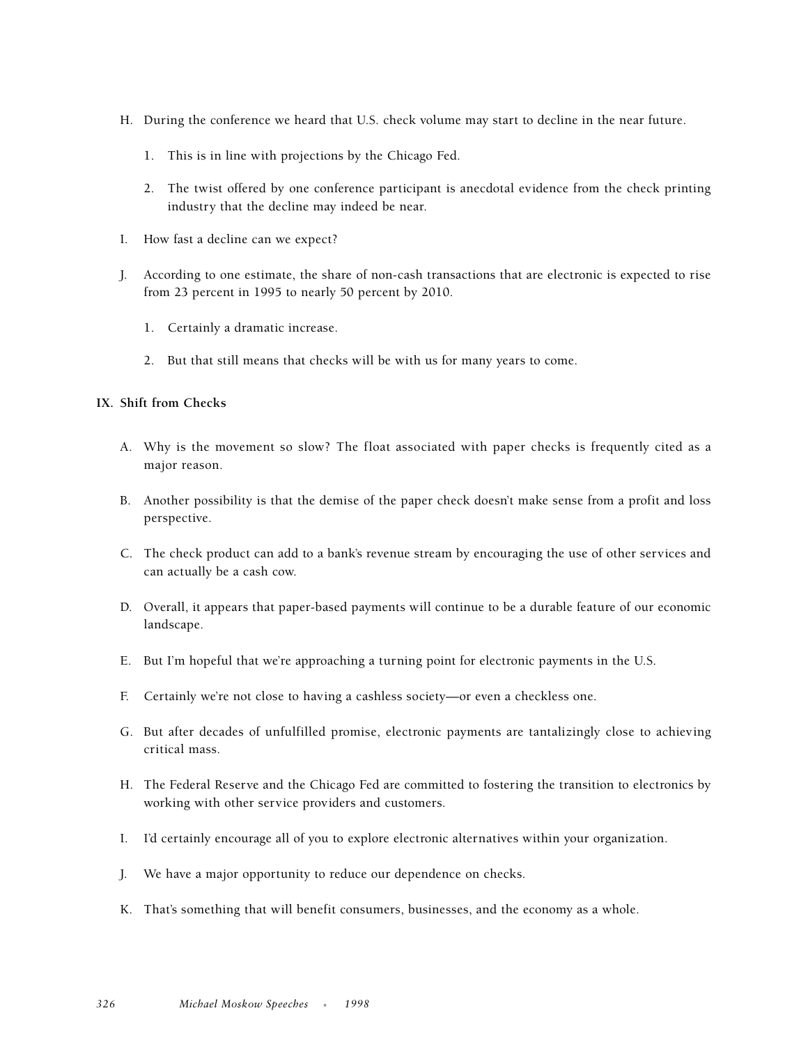H. During the conference we heard that U.S. check volume may start to decline in the near future.

   1. This is in line with projections by the Chicago Fed.

   2. The twist offered by one conference participant is anecdotal evidence from the check printing industry that the decline may indeed be near.

I. How fast a decline can we expect?

J. According to one estimate, the share of non-cash transactions that are electronic is expected to rise from 23 percent in 1995 to nearly 50 percent by 2010.

   1. Certainly a dramatic increase.

   2. But that still means that checks will be with us for many years to come.

**IX. Shift from Checks**

A. Why is the movement so slow? The float associated with paper checks is frequently cited as a major reason.

B. Another possibility is that the demise of the paper check doesn't make sense from a profit and loss perspective.

C. The check product can add to a bank's revenue stream by encouraging the use of other services and can actually be a cash cow.

D. Overall, it appears that paper-based payments will continue to be a durable feature of our economic landscape.

E. But I'm hopeful that we're approaching a turning point for electronic payments in the U.S.

F. Certainly we're not close to having a cashless society—or even a checkless one.

G. But after decades of unfulfilled promise, electronic payments are tantalizingly close to achieving critical mass.

H. The Federal Reserve and the Chicago Fed are committed to fostering the transition to electronics by working with other service providers and customers.

I. I'd certainly encourage all of you to explore electronic alternatives within your organization.

J. We have a major opportunity to reduce our dependence on checks.

K. That's something that will benefit consumers, businesses, and the economy as a whole.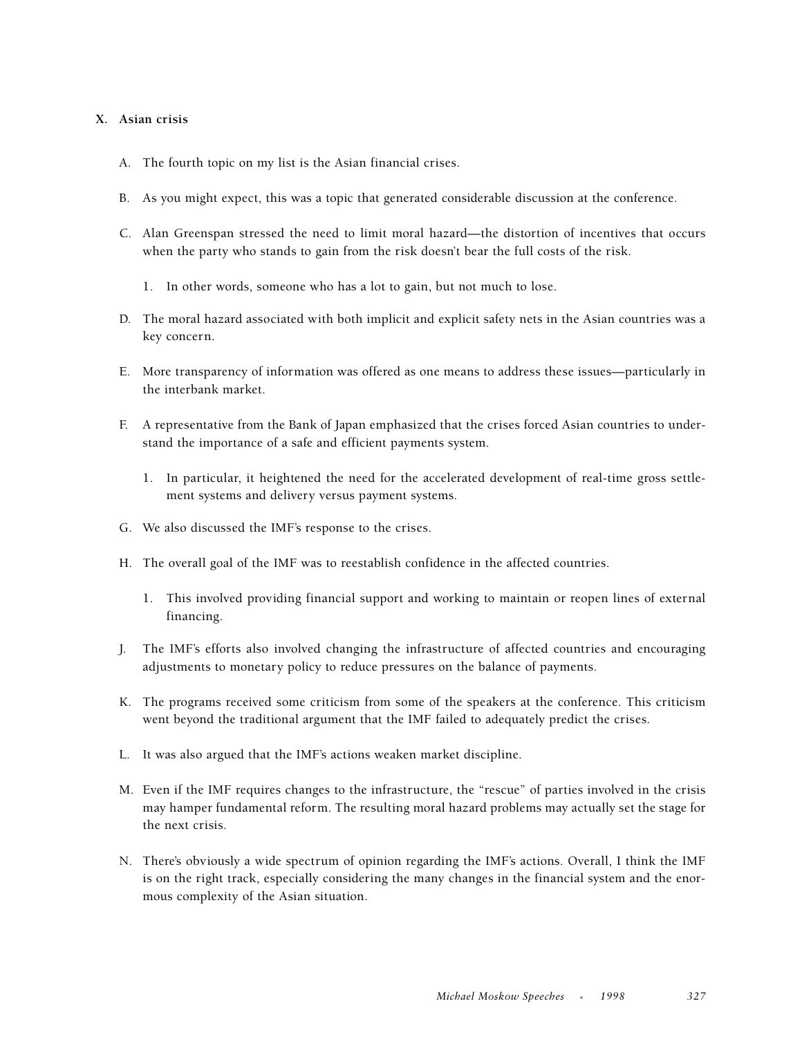## X. Asian crisis

A. The fourth topic on my list is the Asian financial crises.

B. As you might expect, this was a topic that generated considerable discussion at the conference.

C. Alan Greenspan stressed the need to limit moral hazard—the distortion of incentives that occurs when the party who stands to gain from the risk doesn't bear the full costs of the risk.

   1. In other words, someone who has a lot to gain, but not much to lose.

D. The moral hazard associated with both implicit and explicit safety nets in the Asian countries was a key concern.

E. More transparency of information was offered as one means to address these issues—particularly in the interbank market.

F. A representative from the Bank of Japan emphasized that the crises forced Asian countries to understand the importance of a safe and efficient payments system.

   1. In particular, it heightened the need for the accelerated development of real-time gross settlement systems and delivery versus payment systems.

G. We also discussed the IMF's response to the crises.

H. The overall goal of the IMF was to reestablish confidence in the affected countries.

   1. This involved providing financial support and working to maintain or reopen lines of external financing.

J. The IMF's efforts also involved changing the infrastructure of affected countries and encouraging adjustments to monetary policy to reduce pressures on the balance of payments.

K. The programs received some criticism from some of the speakers at the conference. This criticism went beyond the traditional argument that the IMF failed to adequately predict the crises.

L. It was also argued that the IMF's actions weaken market discipline.

M. Even if the IMF requires changes to the infrastructure, the "rescue" of parties involved in the crisis may hamper fundamental reform. The resulting moral hazard problems may actually set the stage for the next crisis.

N. There's obviously a wide spectrum of opinion regarding the IMF's actions. Overall, I think the IMF is on the right track, especially considering the many changes in the financial system and the enormous complexity of the Asian situation.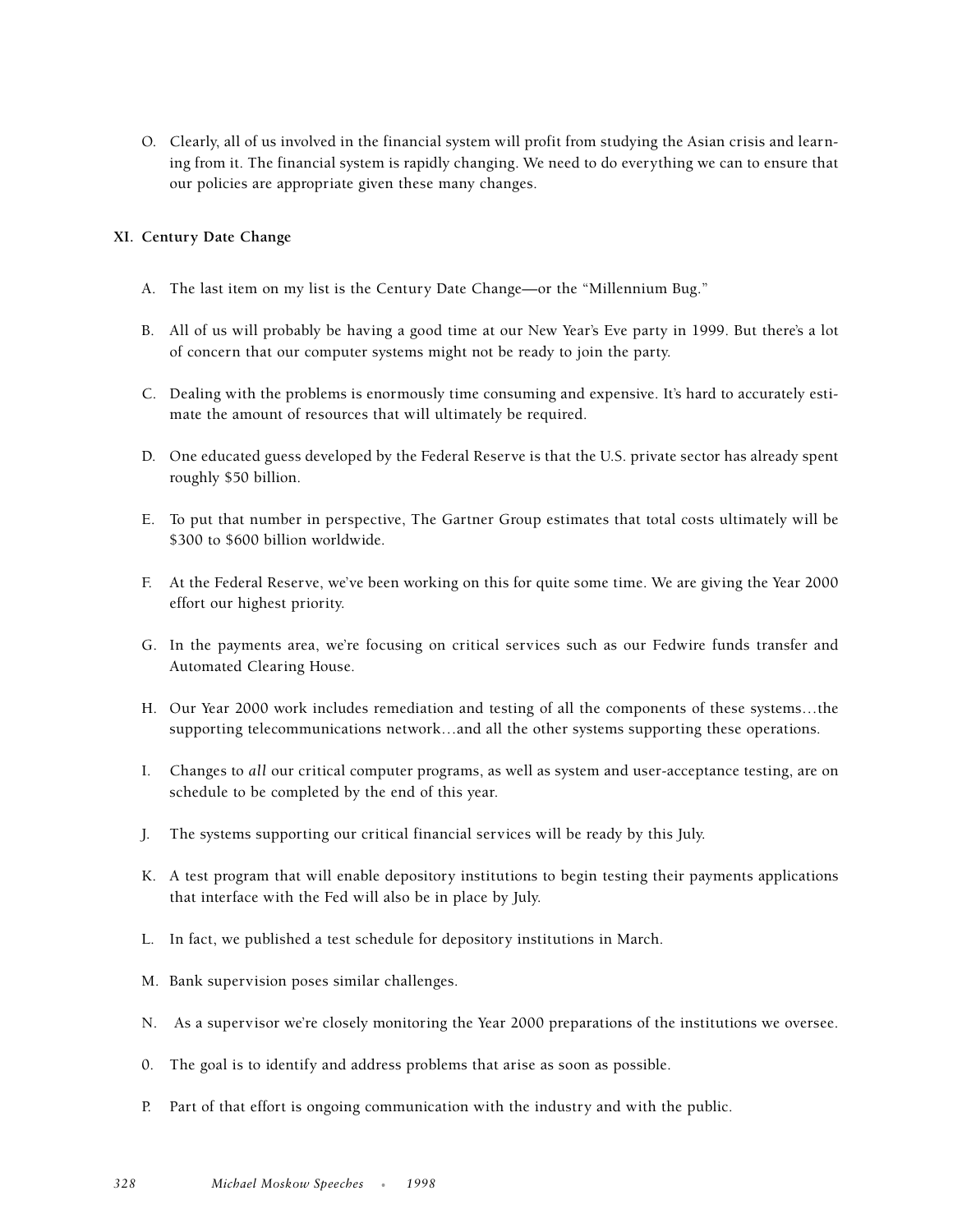O. Clearly, all of us involved in the financial system will profit from studying the Asian crisis and learning from it. The financial system is rapidly changing. We need to do everything we can to ensure that our policies are appropriate given these many changes.

## XI. Century Date Change

A. The last item on my list is the Century Date Change—or the "Millennium Bug."

B. All of us will probably be having a good time at our New Year's Eve party in 1999. But there's a lot of concern that our computer systems might not be ready to join the party.

C. Dealing with the problems is enormously time consuming and expensive. It's hard to accurately estimate the amount of resources that will ultimately be required.

D. One educated guess developed by the Federal Reserve is that the U.S. private sector has already spent roughly $50 billion.

E. To put that number in perspective, The Gartner Group estimates that total costs ultimately will be $300 to $600 billion worldwide.

F. At the Federal Reserve, we've been working on this for quite some time. We are giving the Year 2000 effort our highest priority.

G. In the payments area, we're focusing on critical services such as our Fedwire funds transfer and Automated Clearing House.

H. Our Year 2000 work includes remediation and testing of all the components of these systems…the supporting telecommunications network…and all the other systems supporting these operations.

I. Changes to *all* our critical computer programs, as well as system and user-acceptance testing, are on schedule to be completed by the end of this year.

J. The systems supporting our critical financial services will be ready by this July.

K. A test program that will enable depository institutions to begin testing their payments applications that interface with the Fed will also be in place by July.

L. In fact, we published a test schedule for depository institutions in March.

M. Bank supervision poses similar challenges.

N. As a supervisor we're closely monitoring the Year 2000 preparations of the institutions we oversee.

0. The goal is to identify and address problems that arise as soon as possible.

P. Part of that effort is ongoing communication with the industry and with the public.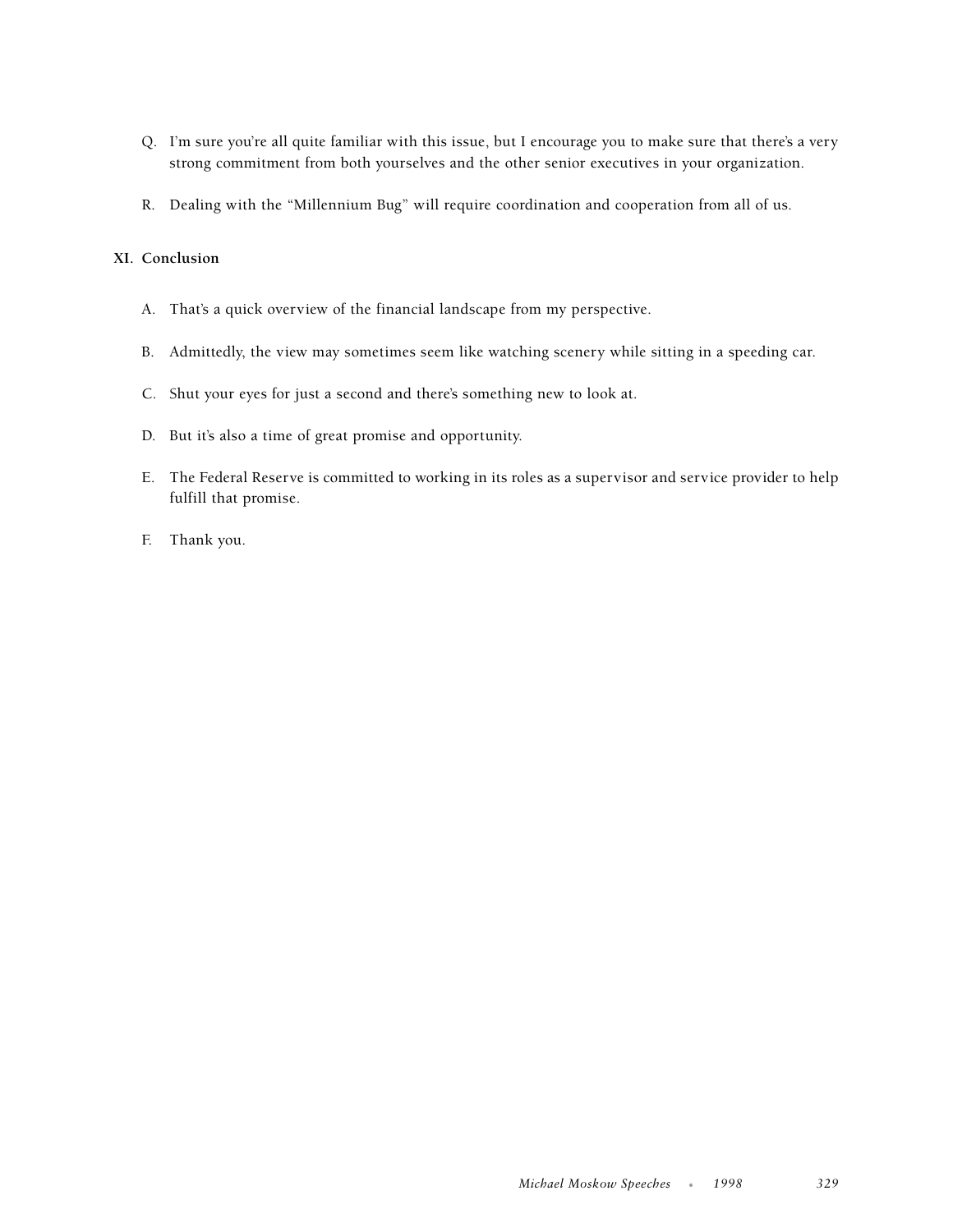Q. I'm sure you're all quite familiar with this issue, but I encourage you to make sure that there's a very strong commitment from both yourselves and the other senior executives in your organization.

R. Dealing with the "Millennium Bug" will require coordination and cooperation from all of us.

## XI. Conclusion

A. That's a quick overview of the financial landscape from my perspective.

B. Admittedly, the view may sometimes seem like watching scenery while sitting in a speeding car.

C. Shut your eyes for just a second and there's something new to look at.

D. But it's also a time of great promise and opportunity.

E. The Federal Reserve is committed to working in its roles as a supervisor and service provider to help fulfill that promise.

F. Thank you.